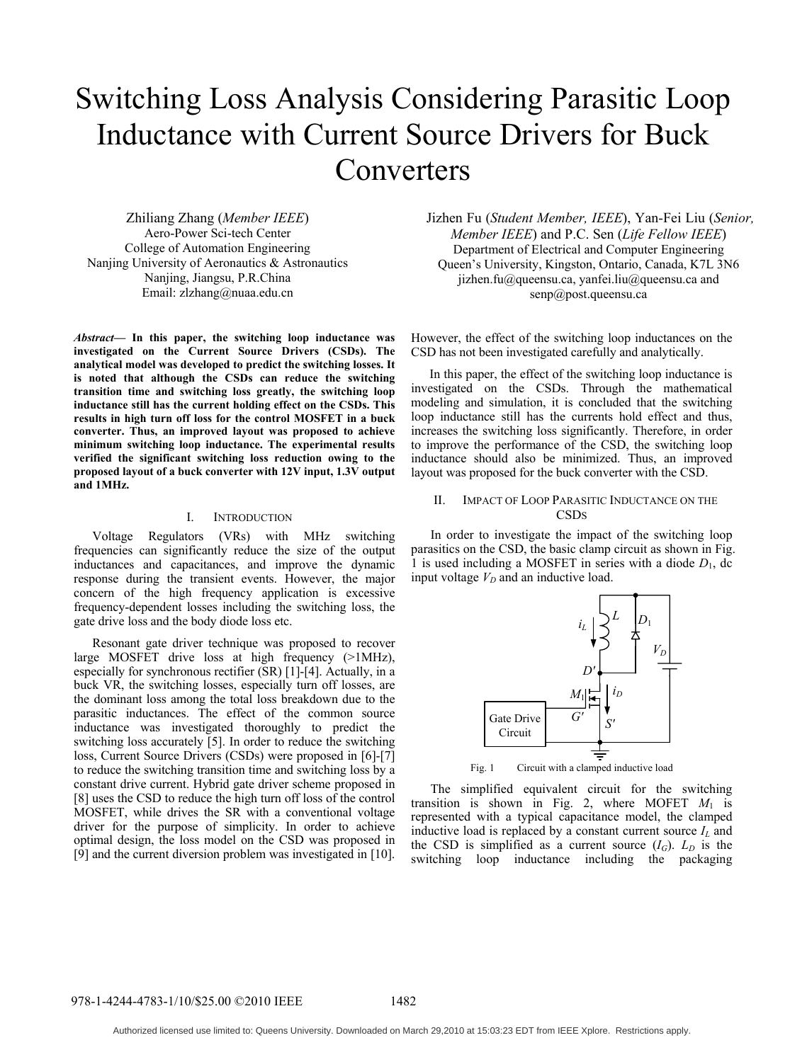# Switching Loss Analysis Considering Parasitic Loop Inductance with Current Source Drivers for Buck Converters

Zhiliang Zhang (*Member IEEE*)
Aero-Power Sci-tech Center
College of Automation Engineering
Nanjing University of Aeronautics & Astronautics
Nanjing, Jiangsu, P.R.China
Email: zlzhang@nuaa.edu.cn

Jizhen Fu (*Student Member, IEEE*), Yan-Fei Liu (*Senior, Member IEEE*) and P.C. Sen (*Life Fellow IEEE*)
Department of Electrical and Computer Engineering
Queen's University, Kingston, Ontario, Canada, K7L 3N6
jizhen.fu@queensu.ca, yanfei.liu@queensu.ca and senp@post.queensu.ca

***Abstract*— In this paper, the switching loop inductance was investigated on the Current Source Drivers (CSDs). The analytical model was developed to predict the switching losses. It is noted that although the CSDs can reduce the switching transition time and switching loss greatly, the switching loop inductance still has the current holding effect on the CSDs. This results in high turn off loss for the control MOSFET in a buck converter. Thus, an improved layout was proposed to achieve minimum switching loop inductance. The experimental results verified the significant switching loss reduction owing to the proposed layout of a buck converter with 12V input, 1.3V output and 1MHz.**

## I. Introduction

Voltage Regulators (VRs) with MHz switching frequencies can significantly reduce the size of the output inductances and capacitances, and improve the dynamic response during the transient events. However, the major concern of the high frequency application is excessive frequency-dependent losses including the switching loss, the gate drive loss and the body diode loss etc.

Resonant gate driver technique was proposed to recover large MOSFET drive loss at high frequency (>1MHz), especially for synchronous rectifier (SR) [1]-[4]. Actually, in a buck VR, the switching losses, especially turn off losses, are the dominant loss among the total loss breakdown due to the parasitic inductances. The effect of the common source inductance was investigated thoroughly to predict the switching loss accurately [5]. In order to reduce the switching loss, Current Source Drivers (CSDs) were proposed in [6]-[7] to reduce the switching transition time and switching loss by a constant drive current. Hybrid gate driver scheme proposed in [8] uses the CSD to reduce the high turn off loss of the control MOSFET, while drives the SR with a conventional voltage driver for the purpose of simplicity. In order to achieve optimal design, the loss model on the CSD was proposed in [9] and the current diversion problem was investigated in [10]. However, the effect of the switching loop inductances on the CSD has not been investigated carefully and analytically.

In this paper, the effect of the switching loop inductance is investigated on the CSDs. Through the mathematical modeling and simulation, it is concluded that the switching loop inductance still has the currents hold effect and thus, increases the switching loss significantly. Therefore, in order to improve the performance of the CSD, the switching loop inductance should also be minimized. Thus, an improved layout was proposed for the buck converter with the CSD.

## II. Impact of Loop Parasitic Inductance on the CSDs

In order to investigate the impact of the switching loop parasitics on the CSD, the basic clamp circuit as shown in Fig. 1 is used including a MOSFET in series with a diode $D_1$, dc input voltage $V_D$ and an inductive load.

$i_L$ $L$ $D_1$ $V_D$ $D'$ $M_1$ $i_D$ $G'$ $S'$ Gate Drive Circuit

Fig. 1 Circuit with a clamped inductive load

The simplified equivalent circuit for the switching transition is shown in Fig. 2, where MOFET $M_1$ is represented with a typical capacitance model, the clamped inductive load is replaced by a constant current source $I_L$ and the CSD is simplified as a current source ($I_G$). $L_D$ is the switching loop inductance including the packaging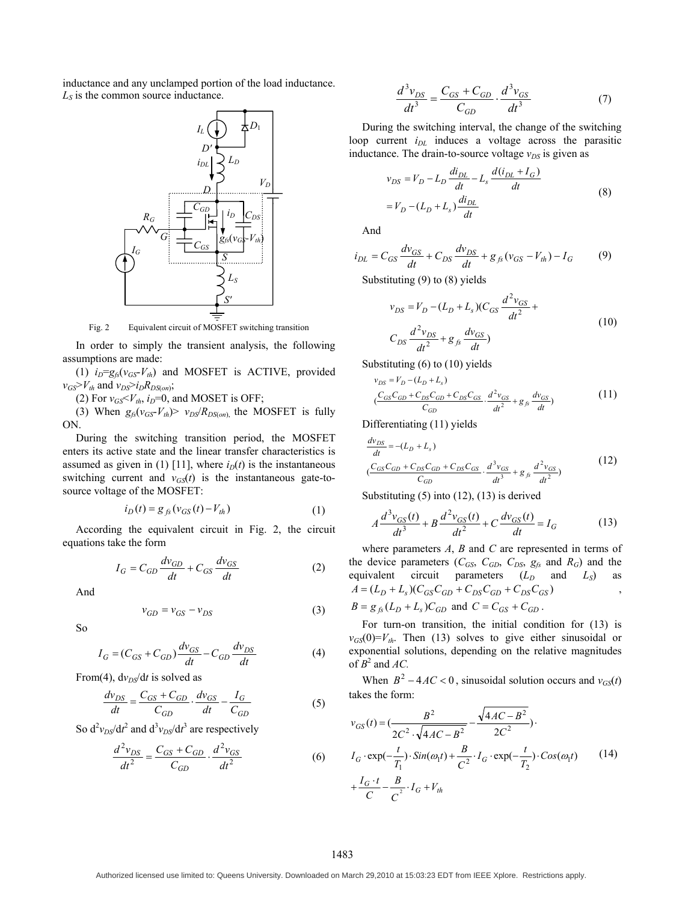inductance and any unclamped portion of the load inductance. $L_S$ is the common source inductance.

$I_L$
$D_1$
$D'$
$i_{DL}$
$L_D$
$V_D$
$D$
$C_{GD}$
$i_D$
$C_{DS}$
$R_G$
$G$
$g_{fs}(v_{GS}-V_{th})$
$C_{GS}$
$I_G$
$S$
$L_S$
$S'$

Fig. 2 Equivalent circuit of MOSFET switching transition

In order to simply the transient analysis, the following assumptions are made:

(1) $i_D=g_{fs}(v_{GS}-V_{th})$ and MOSFET is ACTIVE, provided $v_{GS}>V_{th}$ and $v_{DS}>i_D R_{DS(on)}$;

(2) For $v_{GS}<V_{th}$, $i_D=0$, and MOSET is OFF;

(3) When $g_{fs}(v_{GS}-V_{th})> v_{DS}/R_{DS(on)}$, the MOSFET is fully ON.

During the switching transition period, the MOSFET enters its active state and the linear transfer characteristics is assumed as given in (1) [11], where $i_D(t)$ is the instantaneous switching current and $v_{GS}(t)$ is the instantaneous gate-to-source voltage of the MOSFET:

$$i_D(t) = g_{fs}(v_{GS}(t) - V_{th}) \tag{1}$$

According the equivalent circuit in Fig. 2, the circuit equations take the form

$$I_G = C_{GD}\frac{dv_{GD}}{dt} + C_{GS}\frac{dv_{GS}}{dt} \tag{2}$$

And

$$v_{GD} = v_{GS} - v_{DS} \tag{3}$$

So

$$I_G = (C_{GS} + C_{GD})\frac{dv_{GS}}{dt} - C_{GD}\frac{dv_{DS}}{dt} \tag{4}$$

From(4), $dv_{DS}/dt$ is solved as

$$\frac{dv_{DS}}{dt} = \frac{C_{GS} + C_{GD}}{C_{GD}} \cdot \frac{dv_{GS}}{dt} - \frac{I_G}{C_{GD}} \tag{5}$$

So $d^2v_{DS}/dt^2$ and $d^3v_{DS}/dt^3$ are respectively

$$\frac{d^2 v_{DS}}{dt^2} = \frac{C_{GS} + C_{GD}}{C_{GD}} \cdot \frac{d^2 v_{GS}}{dt^2} \tag{6}$$

$$\frac{d^3 v_{DS}}{dt^3} = \frac{C_{GS} + C_{GD}}{C_{GD}} \cdot \frac{d^3 v_{GS}}{dt^3} \tag{7}$$

During the switching interval, the change of the switching loop current $i_{DL}$ induces a voltage across the parasitic inductance. The drain-to-source voltage $v_{DS}$ is given as

$$\begin{aligned} v_{DS} &= V_D - L_D\frac{di_{DL}}{dt} - L_s\frac{d(i_{DL} + I_G)}{dt} \\ &= V_D - (L_D + L_s)\frac{di_{DL}}{dt} \end{aligned} \tag{8}$$

And

$$i_{DL} = C_{GS}\frac{dv_{GS}}{dt} + C_{DS}\frac{dv_{DS}}{dt} + g_{fs}(v_{GS} - V_{th}) - I_G \tag{9}$$

Substituting (9) to (8) yields

$$\begin{aligned} v_{DS} = V_D - (L_D + L_s)(C_{GS}\frac{d^2 v_{GS}}{dt^2} + \\ C_{DS}\frac{d^2 v_{DS}}{dt^2} + g_{fs}\frac{dv_{GS}}{dt}) \end{aligned} \tag{10}$$

Substituting (6) to (10) yields

$$\begin{aligned} &v_{DS} = V_D - (L_D + L_s) \\ &(\frac{C_{GS}C_{GD} + C_{DS}C_{GD} + C_{DS}C_{GS}}{C_{GD}} \cdot \frac{d^2 v_{GS}}{dt^2} + g_{fs}\frac{dv_{GS}}{dt}) \end{aligned} \tag{11}$$

Differentiating (11) yields

$$\begin{aligned} &\frac{dv_{DS}}{dt} = -(L_D + L_s) \\ &(\frac{C_{GS}C_{GD} + C_{DS}C_{GD} + C_{DS}C_{GS}}{C_{GD}} \cdot \frac{d^3 v_{GS}}{dt^3} + g_{fs}\frac{d^2 v_{GS}}{dt^2}) \end{aligned} \tag{12}$$

Substituting (5) into (12), (13) is derived

$$A\frac{d^3 v_{GS}(t)}{dt^3} + B\frac{d^2 v_{GS}(t)}{dt^2} + C\frac{dv_{GS}(t)}{dt} = I_G \tag{13}$$

where parameters $A$, $B$ and $C$ are represented in terms of the device parameters ($C_{GS}$, $C_{GD}$, $C_{DS}$, $g_{fs}$ and $R_G$) and the equivalent circuit parameters ($L_D$ and $L_S$) as $A = (L_D + L_s)(C_{GS}C_{GD} + C_{DS}C_{GD} + C_{DS}C_{GS})$, $B = g_{fs}(L_D + L_s)C_{GD}$ and $C = C_{GS} + C_{GD}$.

For turn-on transition, the initial condition for (13) is $v_{GS}(0)=V_{th}$. Then (13) solves to give either sinusoidal or exponential solutions, depending on the relative magnitudes of $B^2$ and $AC$.

When $B^2 - 4AC < 0$, sinusoidal solution occurs and $v_{GS}(t)$ takes the form:

$$\begin{aligned} v_{GS}(t) &= (\frac{B^2}{2C^2 \cdot \sqrt{4AC - B^2}} - \frac{\sqrt{4AC - B^2}}{2C^2}) \cdot \\ &I_G \cdot \exp(-\frac{t}{T_1}) \cdot Sin(\omega_1 t) + \frac{B}{C^2} \cdot I_G \cdot \exp(-\frac{t}{T_2}) \cdot Cos(\omega_1 t) \\ &+ \frac{I_G \cdot t}{C} - \frac{B}{C^2} \cdot I_G + V_{th} \end{aligned} \tag{14}$$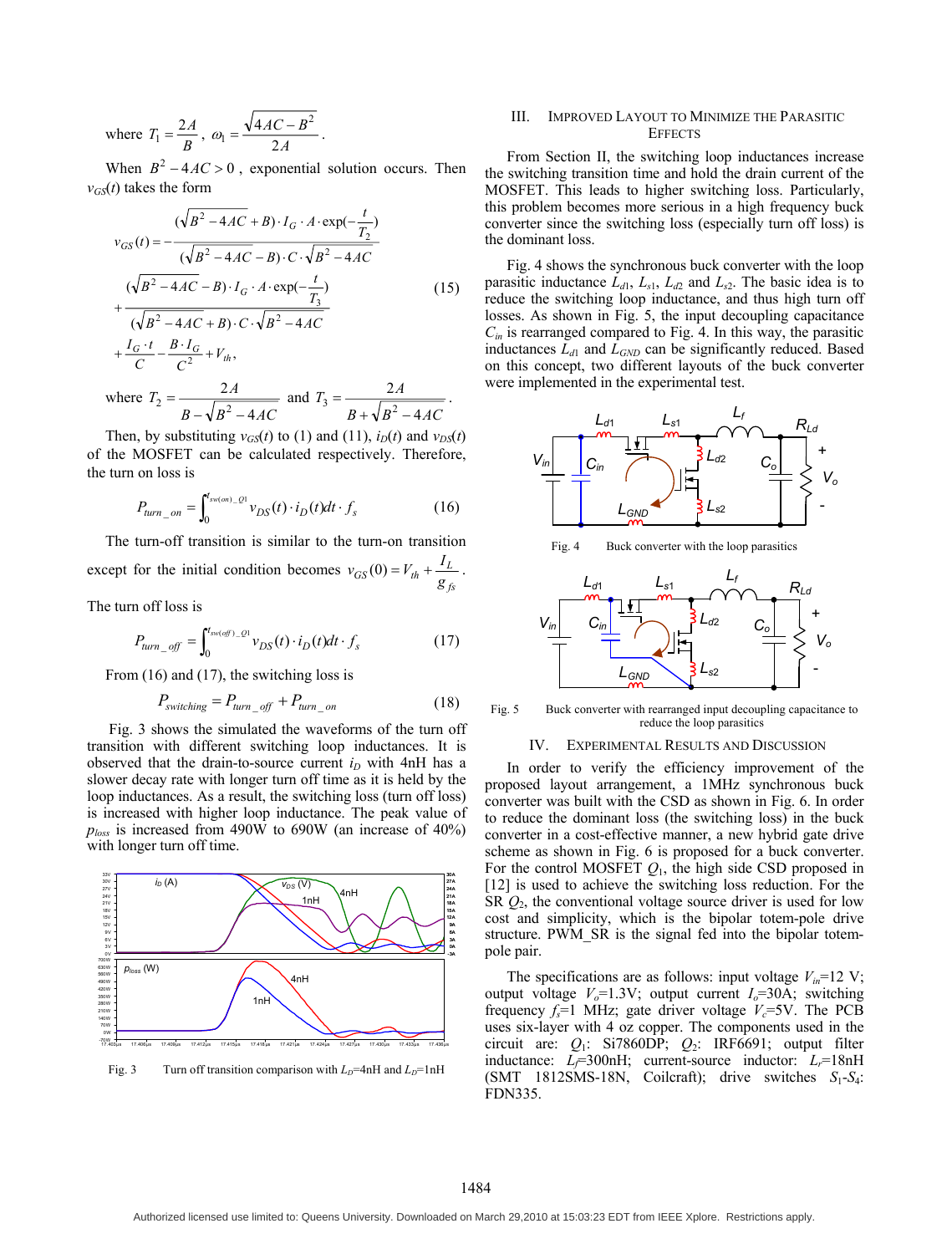where $T_1 = \frac{2A}{B}$, $\omega_1 = \frac{\sqrt{4AC - B^2}}{2A}$.

When $B^2 - 4AC > 0$, exponential solution occurs. Then $v_{GS}(t)$ takes the form

$$v_{GS}(t) = -\frac{(\sqrt{B^2 - 4AC} + B) \cdot I_G \cdot A \cdot \exp(-\frac{t}{T_2})}{(\sqrt{B^2 - 4AC} - B) \cdot C \cdot \sqrt{B^2 - 4AC}} + \frac{(\sqrt{B^2 - 4AC} - B) \cdot I_G \cdot A \cdot \exp(-\frac{t}{T_3})}{(\sqrt{B^2 - 4AC} + B) \cdot C \cdot \sqrt{B^2 - 4AC}} + \frac{I_G \cdot t}{C} - \frac{B \cdot I_G}{C^2} + V_{th}, \tag{15}$$

where $T_2 = \frac{2A}{B - \sqrt{B^2 - 4AC}}$ and $T_3 = \frac{2A}{B + \sqrt{B^2 - 4AC}}$.

Then, by substituting $v_{GS}(t)$ to (1) and (11), $i_D(t)$ and $v_{DS}(t)$ of the MOSFET can be calculated respectively. Therefore, the turn on loss is

$$P_{turn\_on} = \int_0^{t_{sw(on)\_Q1}} v_{DS}(t) \cdot i_D(t) dt \cdot f_s \tag{16}$$

The turn-off transition is similar to the turn-on transition except for the initial condition becomes $v_{GS}(0) = V_{th} + \frac{I_L}{g_{fs}}$.

The turn off loss is

$$P_{turn\_off} = \int_0^{t_{sw(off)\_Q1}} v_{DS}(t) \cdot i_D(t) dt \cdot f_s \tag{17}$$

From (16) and (17), the switching loss is

$$P_{switching} = P_{turn\_off} + P_{turn\_on} \tag{18}$$

Fig. 3 shows the simulated the waveforms of the turn off transition with different switching loop inductances. It is observed that the drain-to-source current $i_D$ with 4nH has a slower decay rate with longer turn off time as it is held by the loop inductances. As a result, the switching loss (turn off loss) is increased with higher loop inductance. The peak value of $p_{loss}$ is increased from 490W to 690W (an increase of 40%) with longer turn off time.

$i_D$ (A)
$v_{DS}$ (V)
4nH
1nH
$p_{loss}$ (W)
4nH
1nH

Fig. 3 Turn off transition comparison with $L_D$=4nH and $L_D$=1nH

## III. Improved Layout to Minimize the Parasitic Effects

From Section II, the switching loop inductances increase the switching transition time and hold the drain current of the MOSFET. This leads to higher switching loss. Particularly, this problem becomes more serious in a high frequency buck converter since the switching loss (especially turn off loss) is the dominant loss.

Fig. 4 shows the synchronous buck converter with the loop parasitic inductance $L_{d1}$, $L_{s1}$, $L_{d2}$ and $L_{s2}$. The basic idea is to reduce the switching loop inductance, and thus high turn off losses. As shown in Fig. 5, the input decoupling capacitance $C_{in}$ is rearranged compared to Fig. 4. In this way, the parasitic inductances $L_{d1}$ and $L_{GND}$ can be significantly reduced. Based on this concept, two different layouts of the buck converter were implemented in the experimental test.

$L_{d1}$ $L_{s1}$ $L_f$ $R_{Ld}$ $V_{in}$ $C_{in}$ $L_{d2}$ $C_o$ $V_o$ $L_{GND}$ $L_{s2}$

Fig. 4 Buck converter with the loop parasitics

$L_{d1}$ $L_{s1}$ $L_f$ $R_{Ld}$ $V_{in}$ $C_{in}$ $L_{d2}$ $C_o$ $V_o$ $L_{GND}$ $L_{s2}$

Fig. 5 Buck converter with rearranged input decoupling capacitance to reduce the loop parasitics

## IV. Experimental Results and Discussion

In order to verify the efficiency improvement of the proposed layout arrangement, a 1MHz synchronous buck converter was built with the CSD as shown in Fig. 6. In order to reduce the dominant loss (the switching loss) in the buck converter in a cost-effective manner, a new hybrid gate drive scheme as shown in Fig. 6 is proposed for a buck converter. For the control MOSFET $Q_1$, the high side CSD proposed in [12] is used to achieve the switching loss reduction. For the SR $Q_2$, the conventional voltage source driver is used for low cost and simplicity, which is the bipolar totem-pole drive structure. PWM_SR is the signal fed into the bipolar totem-pole pair.

The specifications are as follows: input voltage $V_{in}$=12 V; output voltage $V_o$=1.3V; output current $I_o$=30A; switching frequency $f_s$=1 MHz; gate driver voltage $V_c$=5V. The PCB uses six-layer with 4 oz copper. The components used in the circuit are: $Q_1$: Si7860DP; $Q_2$: IRF6691; output filter inductance: $L_f$=300nH; current-source inductor: $L_r$=18nH (SMT 1812SMS-18N, Coilcraft); drive switches $S_1$-$S_4$: FDN335.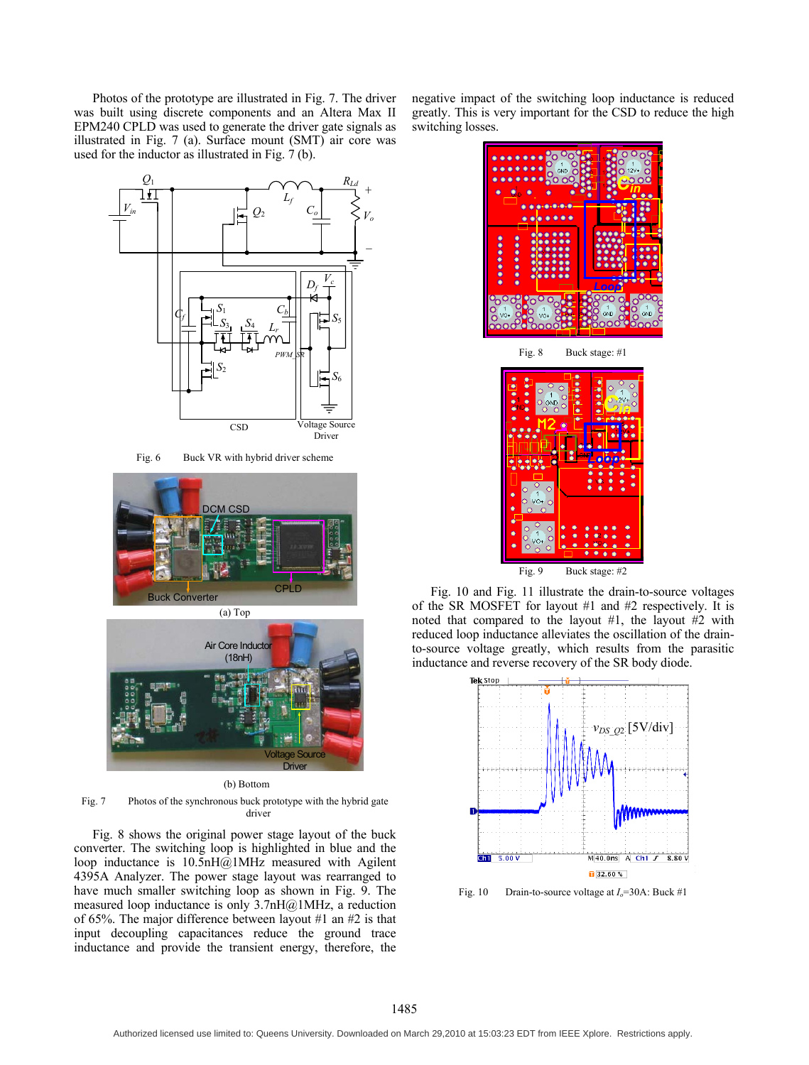Photos of the prototype are illustrated in Fig. 7. The driver was built using discrete components and an Altera Max II EPM240 CPLD was used to generate the driver gate signals as illustrated in Fig. 7 (a). Surface mount (SMT) air core was used for the inductor as illustrated in Fig. 7 (b).

Fig. 6 Buck VR with hybrid driver scheme

(a) Top

(b) Bottom

Fig. 7 Photos of the synchronous buck prototype with the hybrid gate driver

Fig. 8 shows the original power stage layout of the buck converter. The switching loop is highlighted in blue and the loop inductance is 10.5nH@1MHz measured with Agilent 4395A Analyzer. The power stage layout was rearranged to have much smaller switching loop as shown in Fig. 9. The measured loop inductance is only 3.7nH@1MHz, a reduction of 65%. The major difference between layout #1 an #2 is that input decoupling capacitances reduce the ground trace inductance and provide the transient energy, therefore, the negative impact of the switching loop inductance is reduced greatly. This is very important for the CSD to reduce the high switching losses.

Fig. 8 Buck stage: #1

Fig. 9 Buck stage: #2

Fig. 10 and Fig. 11 illustrate the drain-to-source voltages of the SR MOSFET for layout #1 and #2 respectively. It is noted that compared to the layout #1, the layout #2 with reduced loop inductance alleviates the oscillation of the drain-to-source voltage greatly, which results from the parasitic inductance and reverse recovery of the SR body diode.

Fig. 10 Drain-to-source voltage at $I_o$=30A: Buck #1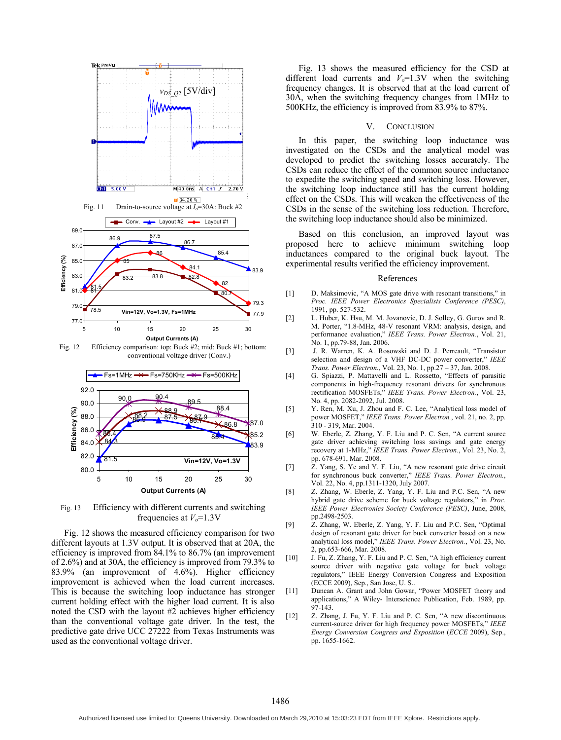Tek PreVu

$v_{DS\_Q2}$ [5V/div]

Ch1 5.00 V M 40.0ns A Ch1 2.70 V

34.20 %

Fig. 11 Drain-to-source voltage at $I_o$=30A: Buck #2

Conv. Layout #2 Layout #1

89.0
87.0
85.0
83.0
81.0
79.0
77.0

Efficiency (%)

86.9 87.5 86.7 85.4 83.9
81.5 85 86 84.1 82 79.3
81 83.2 83.8 82.8 80.7 77.9
78.5

Vin=12V, Vo=1.3V, Fs=1MHz

5 10 15 20 25 30

Output Currents (A)

Fig. 12 Efficiency comparison: top: Buck #2; mid: Buck #1; bottom: conventional voltage driver (Conv.)

Fs=1MHz Fs=750KHz Fs=500KHz

92.0
90.0
88.0
86.0
84.0
82.0
80.0

Efficiency (%)

90.0 90.4 89.5 88.4
88.2 88.9 87.9 87.0
86.0 87.5 86.7 86.8
85.4 85.4 85.2
84.3 83.9
81.5

Vin=12V, Vo=1.3V

5 10 15 20 25 30

Output Currents (A)

Fig. 13 Efficiency with different currents and switching frequencies at $V_o$=1.3V

Fig. 12 shows the measured efficiency comparison for two different layouts at 1.3V output. It is observed that at 20A, the efficiency is improved from 84.1% to 86.7% (an improvement of 2.6%) and at 30A, the efficiency is improved from 79.3% to 83.9% (an improvement of 4.6%). Higher efficiency improvement is achieved when the load current increases. This is because the switching loop inductance has stronger current holding effect with the higher load current. It is also noted the CSD with the layout #2 achieves higher efficiency than the conventional voltage gate driver. In the test, the predictive gate drive UCC 27222 from Texas Instruments was used as the conventional voltage driver.

Fig. 13 shows the measured efficiency for the CSD at different load currents and $V_o$=1.3V when the switching frequency changes. It is observed that at the load current of 30A, when the switching frequency changes from 1MHz to 500KHz, the efficiency is improved from 83.9% to 87%.

## V. Conclusion

In this paper, the switching loop inductance was investigated on the CSDs and the analytical model was developed to predict the switching losses accurately. The CSDs can reduce the effect of the common source inductance to expedite the switching speed and switching loss. However, the switching loop inductance still has the current holding effect on the CSDs. This will weaken the effectiveness of the CSDs in the sense of the switching loss reduction. Therefore, the switching loop inductance should also be minimized.

Based on this conclusion, an improved layout was proposed here to achieve minimum switching loop inductances compared to the original buck layout. The experimental results verified the efficiency improvement.

## References

[1] D. Maksimovic, "A MOS gate drive with resonant transitions," in *Proc. IEEE Power Electronics Specialists Conference (PESC)*, 1991, pp. 527-532.

[2] L. Huber, K. Hsu, M. M. Jovanovic, D. J. Solley, G. Gurov and R. M. Porter, "1.8-MHz, 48-V resonant VRM: analysis, design, and performance evaluation," *IEEE Trans. Power Electron.*, Vol. 21, No. 1, pp.79-88, Jan. 2006.

[3] J. R. Warren, K. A. Rosowski and D. J. Perreault, "Transistor selection and design of a VHF DC-DC power converter," *IEEE Trans. Power Electron.*, Vol. 23, No. 1, pp.27 – 37, Jan. 2008.

[4] G. Spiazzi, P. Mattavelli and L. Rossetto, "Effects of parasitic components in high-frequency resonant drivers for synchronous rectification MOSFETs," *IEEE Trans. Power Electron.*, Vol. 23, No. 4, pp. 2082-2092, Jul. 2008.

[5] Y. Ren, M. Xu, J. Zhou and F. C. Lee, "Analytical loss model of power MOSFET," *IEEE Trans. Power Electron.*, vol. 21, no. 2, pp. 310 - 319, Mar. 2004.

[6] W. Eberle, Z. Zhang, Y. F. Liu and P. C. Sen, "A current source gate driver achieving switching loss savings and gate energy recovery at 1-MHz," *IEEE Trans. Power Electron.*, Vol. 23, No. 2, pp. 678-691, Mar. 2008.

[7] Z. Yang, S. Ye and Y. F. Liu, "A new resonant gate drive circuit for synchronous buck converter," *IEEE Trans. Power Electron.*, Vol. 22, No. 4, pp.1311-1320, July 2007.

[8] Z. Zhang, W. Eberle, Z. Yang, Y. F. Liu and P.C. Sen, "A new hybrid gate drive scheme for buck voltage regulators," in *Proc. IEEE Power Electronics Society Conference (PESC)*, June, 2008, pp.2498-2503.

[9] Z. Zhang, W. Eberle, Z. Yang, Y. F. Liu and P.C. Sen, "Optimal design of resonant gate driver for buck converter based on a new analytical loss model," *IEEE Trans. Power Electron.*, Vol. 23, No. 2, pp.653-666, Mar. 2008.

[10] J. Fu, Z. Zhang, Y. F. Liu and P. C. Sen, "A high efficiency current source driver with negative gate voltage for buck voltage regulators," IEEE Energy Conversion Congress and Exposition (ECCE 2009), Sep., San Jose, U. S..

[11] Duncan A. Grant and John Gowar, "Power MOSFET theory and applications," A Wiley- Interscience Publication, Feb. 1989, pp. 97-143.

[12] Z. Zhang, J. Fu, Y. F. Liu and P. C. Sen, "A new discontinuous current-source driver for high frequency power MOSFETs," *IEEE Energy Conversion Congress and Exposition* (*ECCE* 2009), Sep., pp. 1655-1662.